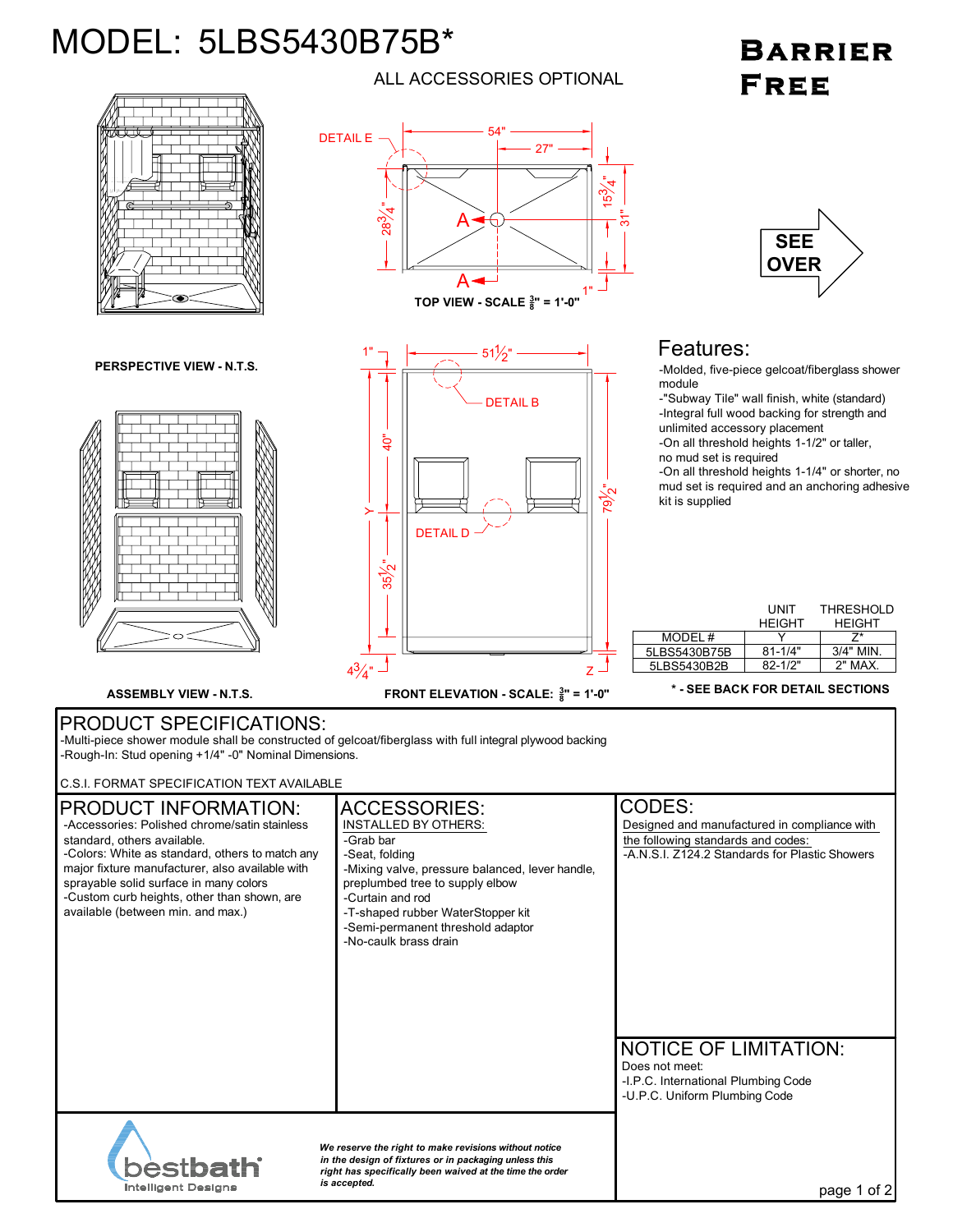# MODEL: 5LBS5430B75B*

ALL ACCESSORIES OPTIONAL

**Barrier Free**

DETAIL E

54"

27"

$28\frac{3}{4}$"

$15\frac{3}{4}$"

31"

A

A

1"

**TOP VIEW - SCALE $\frac{3}{8}$" = 1'-0"**

SEE OVER

**PERSPECTIVE VIEW - N.T.S.**

1"

$51\frac{1}{2}$"

DETAIL B

40"

Y

DETAIL D

$79\frac{1}{2}$"

$35\frac{1}{2}$"

$4\frac{3}{4}$"

Z

**ASSEMBLY VIEW - N.T.S.**

**FRONT ELEVATION - SCALE: $\frac{3}{8}$" = 1'-0"**

## Features:

- Molded, five-piece gelcoat/fiberglass shower module
- "Subway Tile" wall finish, white (standard)
- Integral full wood backing for strength and unlimited accessory placement
- On all threshold heights 1-1/2" or taller, no mud set is required
- On all threshold heights 1-1/4" or shorter, no mud set is required and an anchoring adhesive kit is supplied

| MODEL # | UNIT HEIGHT Y | THRESHOLD HEIGHT Z* |
|---|---|---|
| 5LBS5430B75B | 81-1/4" | 3/4" MIN. |
| 5LBS5430B2B | 82-1/2" | 2" MAX. |

**\* - SEE BACK FOR DETAIL SECTIONS**

## PRODUCT SPECIFICATIONS:

-Multi-piece shower module shall be constructed of gelcoat/fiberglass with full integral plywood backing
-Rough-In: Stud opening +1/4" -0" Nominal Dimensions.

C.S.I. FORMAT SPECIFICATION TEXT AVAILABLE

## PRODUCT INFORMATION:

- Accessories: Polished chrome/satin stainless standard, others available.
- Colors: White as standard, others to match any major fixture manufacturer, also available with sprayable solid surface in many colors
- Custom curb heights, other than shown, are available (between min. and max.)

## ACCESSORIES:

INSTALLED BY OTHERS:

- Grab bar
- Seat, folding
- Mixing valve, pressure balanced, lever handle, preplumbed tree to supply elbow
- Curtain and rod
- T-shaped rubber WaterStopper kit
- Semi-permanent threshold adaptor
- No-caulk brass drain

## CODES:

Designed and manufactured in compliance with the following standards and codes:

- A.N.S.I. Z124.2 Standards for Plastic Showers

## NOTICE OF LIMITATION:

Does not meet:

- I.P.C. International Plumbing Code
- U.P.C. Uniform Plumbing Code

bestbath Intelligent Designs

*We reserve the right to make revisions without notice in the design of fixtures or in packaging unless this right has specifically been waived at the time the order is accepted.*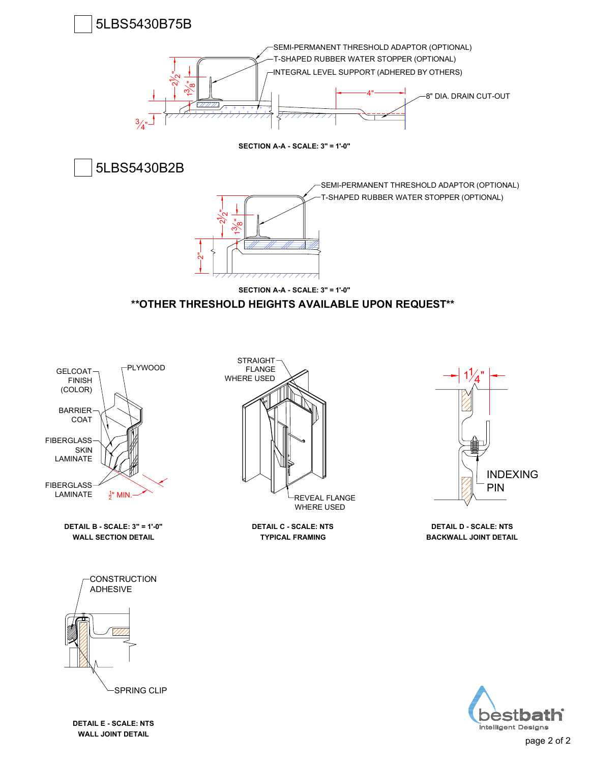☐ 5LBS5430B75B

SEMI-PERMANENT THRESHOLD ADAPTOR (OPTIONAL)

T-SHAPED RUBBER WATER STOPPER (OPTIONAL)

INTEGRAL LEVEL SUPPORT (ADHERED BY OTHERS)

8" DIA. DRAIN CUT-OUT

2 1/2"

1 3/8"

3/4"

4"

**SECTION A-A - SCALE: 3" = 1'-0"**

☐ 5LBS5430B2B

SEMI-PERMANENT THRESHOLD ADAPTOR (OPTIONAL)

T-SHAPED RUBBER WATER STOPPER (OPTIONAL)

2 1/2"

1 3/8"

2"

**SECTION A-A - SCALE: 3" = 1'-0"**

**\*\*OTHER THRESHOLD HEIGHTS AVAILABLE UPON REQUEST\*\***

GELCOAT FINISH (COLOR)

PLYWOOD

BARRIER COAT

FIBERGLASS SKIN LAMINATE

FIBERGLASS LAMINATE

1/2" MIN.

**DETAIL B - SCALE: 3" = 1'-0"**
**WALL SECTION DETAIL**

STRAIGHT FLANGE WHERE USED

REVEAL FLANGE WHERE USED

**DETAIL C - SCALE: NTS**
**TYPICAL FRAMING**

1 1/4"

INDEXING PIN

**DETAIL D - SCALE: NTS**
**BACKWALL JOINT DETAIL**

CONSTRUCTION ADHESIVE

SPRING CLIP

**DETAIL E - SCALE: NTS**
**WALL JOINT DETAIL**

bestbath
Intelligent Designs